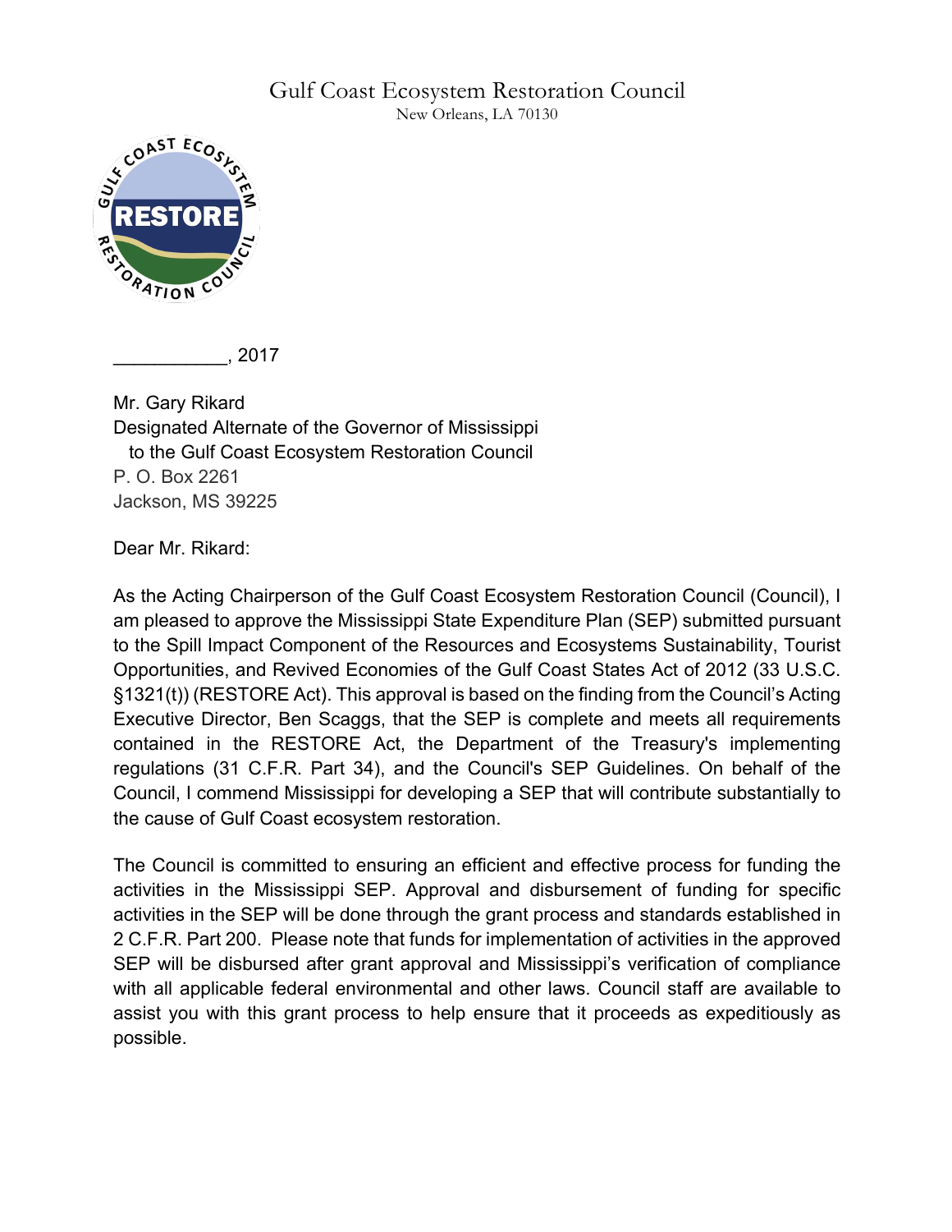Gulf Coast Ecosystem Restoration Council
New Orleans, LA 70130

___________, 2017

Mr. Gary Rikard
Designated Alternate of the Governor of Mississippi
to the Gulf Coast Ecosystem Restoration Council
P. O. Box 2261
Jackson, MS 39225

Dear Mr. Rikard:

As the Acting Chairperson of the Gulf Coast Ecosystem Restoration Council (Council), I am pleased to approve the Mississippi State Expenditure Plan (SEP) submitted pursuant to the Spill Impact Component of the Resources and Ecosystems Sustainability, Tourist Opportunities, and Revived Economies of the Gulf Coast States Act of 2012 (33 U.S.C. §1321(t)) (RESTORE Act). This approval is based on the finding from the Council's Acting Executive Director, Ben Scaggs, that the SEP is complete and meets all requirements contained in the RESTORE Act, the Department of the Treasury's implementing regulations (31 C.F.R. Part 34), and the Council's SEP Guidelines. On behalf of the Council, I commend Mississippi for developing a SEP that will contribute substantially to the cause of Gulf Coast ecosystem restoration.

The Council is committed to ensuring an efficient and effective process for funding the activities in the Mississippi SEP. Approval and disbursement of funding for specific activities in the SEP will be done through the grant process and standards established in 2 C.F.R. Part 200. Please note that funds for implementation of activities in the approved SEP will be disbursed after grant approval and Mississippi's verification of compliance with all applicable federal environmental and other laws. Council staff are available to assist you with this grant process to help ensure that it proceeds as expeditiously as possible.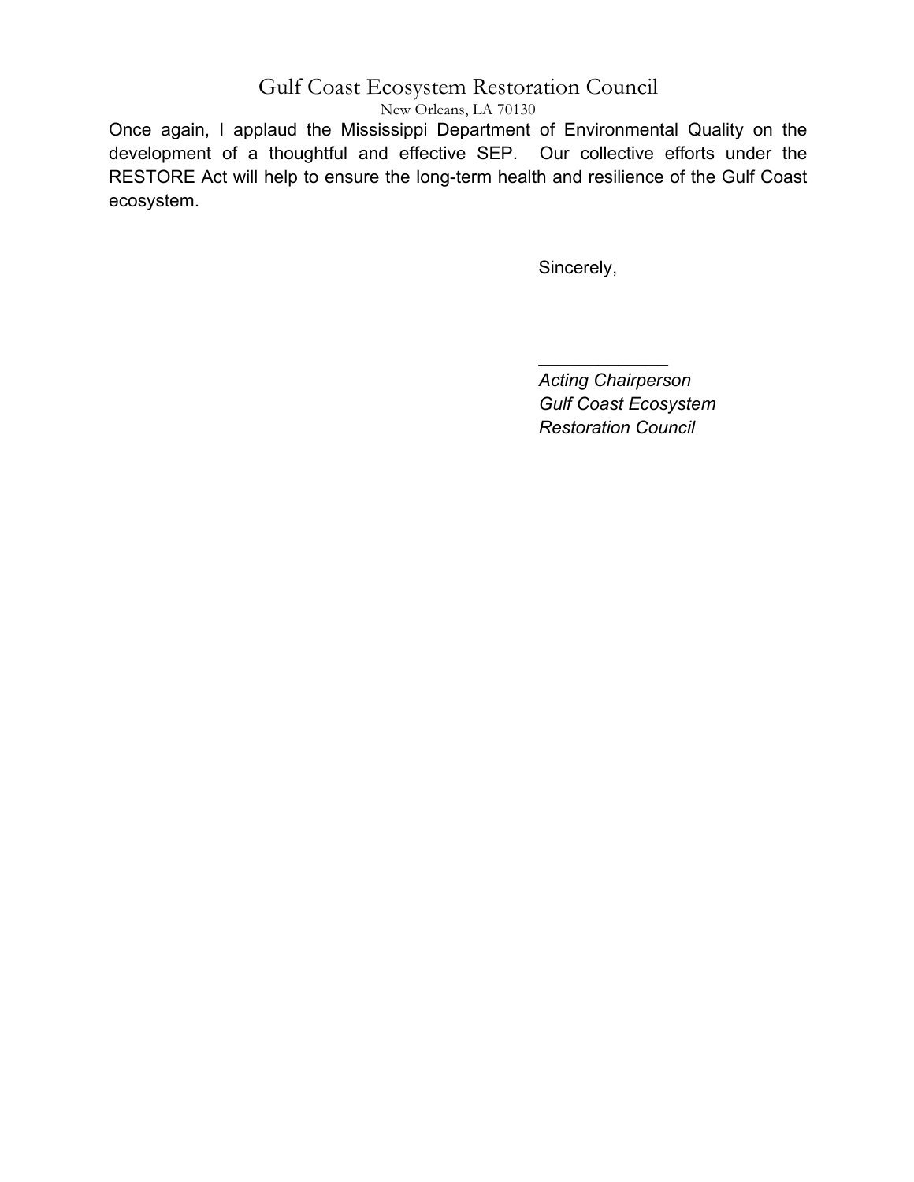Once again, I applaud the Mississippi Department of Environmental Quality on the development of a thoughtful and effective SEP. Our collective efforts under the RESTORE Act will help to ensure the long-term health and resilience of the Gulf Coast ecosystem.

Sincerely,

_____________

*Acting Chairperson*
*Gulf Coast Ecosystem*
*Restoration Council*